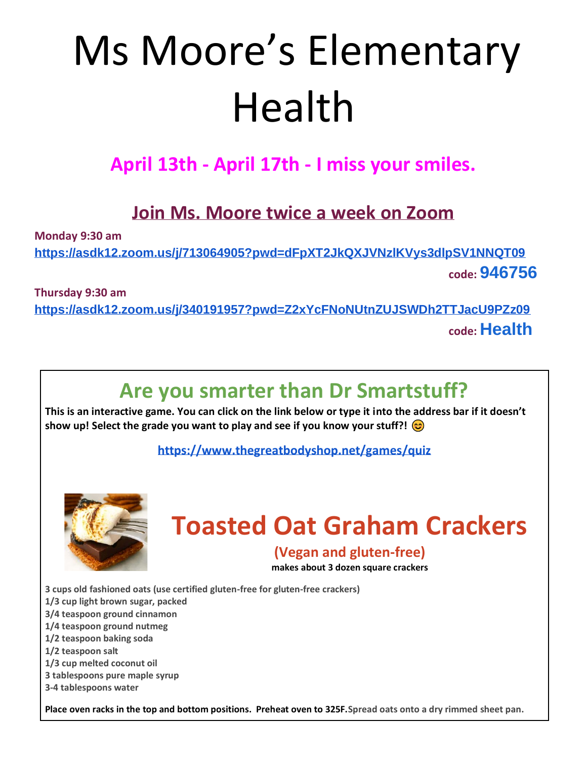# Ms Moore's Elementary Health

## April 13th - April 17th - I miss your smiles.

## Join Ms. Moore twice a week on Zoom

**Monday 9:30 am**

**https://asdk12.zoom.us/j/713064905?pwd=dFpXT2JkQXJVNzlKVys3dlpSV1NNQT09**

**code: 946756**

**Thursday 9:30 am**

**https://asdk12.zoom.us/j/340191957?pwd=Z2xYcFNoNUtnZUJSWDh2TTJacU9PZz09**

**code: Health**

## Are you smarter than Dr Smartstuff?

**This is an interactive game. You can click on the link below or type it into the address bar if it doesn't show up! Select the grade you want to play and see if you know your stuff?! 😊**

**https://www.thegreatbodyshop.net/games/quiz**

## Toasted Oat Graham Crackers

**(Vegan and gluten-free)**

**makes about 3 dozen square crackers**

**3 cups old fashioned oats (use certified gluten-free for gluten-free crackers)**
**1/3 cup light brown sugar, packed**
**3/4 teaspoon ground cinnamon**
**1/4 teaspoon ground nutmeg**
**1/2 teaspoon baking soda**
**1/2 teaspoon salt**
**1/3 cup melted coconut oil**
**3 tablespoons pure maple syrup**
**3-4 tablespoons water**

**Place oven racks in the top and bottom positions. Preheat oven to 325F. Spread oats onto a dry rimmed sheet pan.**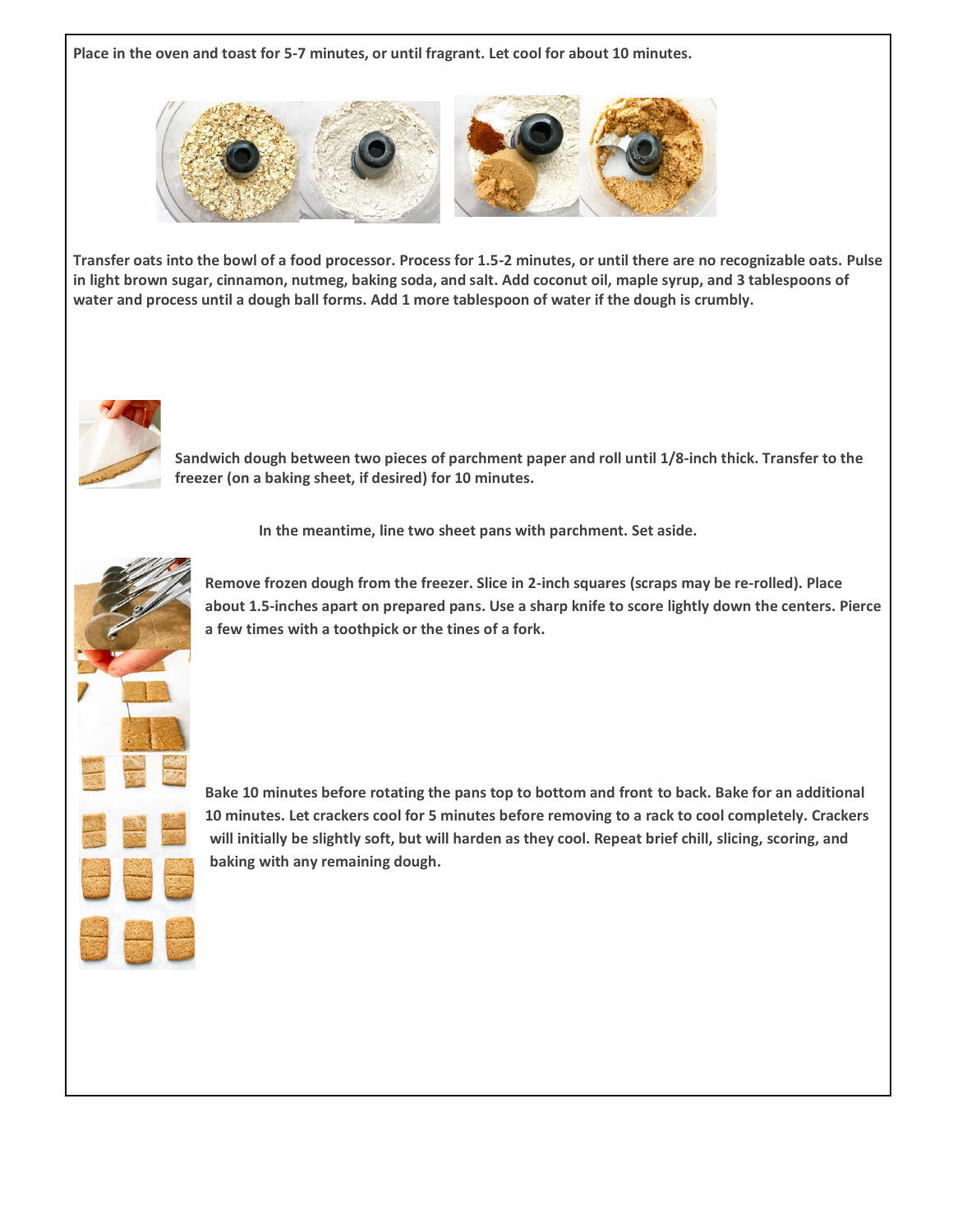**Place in the oven and toast for 5-7 minutes, or until fragrant. Let cool for about 10 minutes.**

**Transfer oats into the bowl of a food processor. Process for 1.5-2 minutes, or until there are no recognizable oats. Pulse in light brown sugar, cinnamon, nutmeg, baking soda, and salt. Add coconut oil, maple syrup, and 3 tablespoons of water and process until a dough ball forms. Add 1 more tablespoon of water if the dough is crumbly.**

**Sandwich dough between two pieces of parchment paper and roll until 1/8-inch thick. Transfer to the freezer (on a baking sheet, if desired) for 10 minutes.**

**In the meantime, line two sheet pans with parchment. Set aside.**

**Remove frozen dough from the freezer. Slice in 2-inch squares (scraps may be re-rolled). Place about 1.5-inches apart on prepared pans. Use a sharp knife to score lightly down the centers. Pierce a few times with a toothpick or the tines of a fork.**

**Bake 10 minutes before rotating the pans top to bottom and front to back. Bake for an additional 10 minutes. Let crackers cool for 5 minutes before removing to a rack to cool completely. Crackers will initially be slightly soft, but will harden as they cool. Repeat brief chill, slicing, scoring, and baking with any remaining dough.**